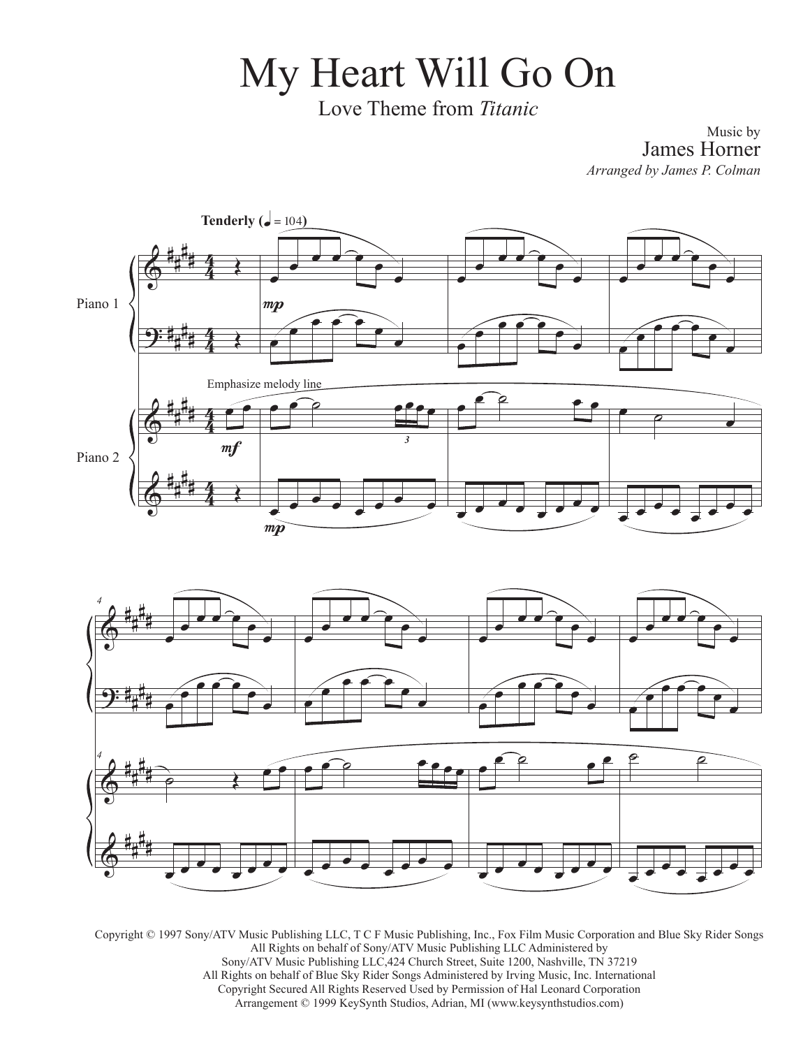# My Heart Will Go On

Love Theme from *Titanic*

Music by
James Horner

*Arranged by James P. Colman*

Copyright © 1997 Sony/ATV Music Publishing LLC, T C F Music Publishing, Inc., Fox Film Music Corporation and Blue Sky Rider Songs
All Rights on behalf of Sony/ATV Music Publishing LLC Administered by
Sony/ATV Music Publishing LLC,424 Church Street, Suite 1200, Nashville, TN 37219
All Rights on behalf of Blue Sky Rider Songs Administered by Irving Music, Inc. International
Copyright Secured All Rights Reserved Used by Permission of Hal Leonard Corporation
Arrangement © 1999 KeySynth Studios, Adrian, MI (www.keysynthstudios.com)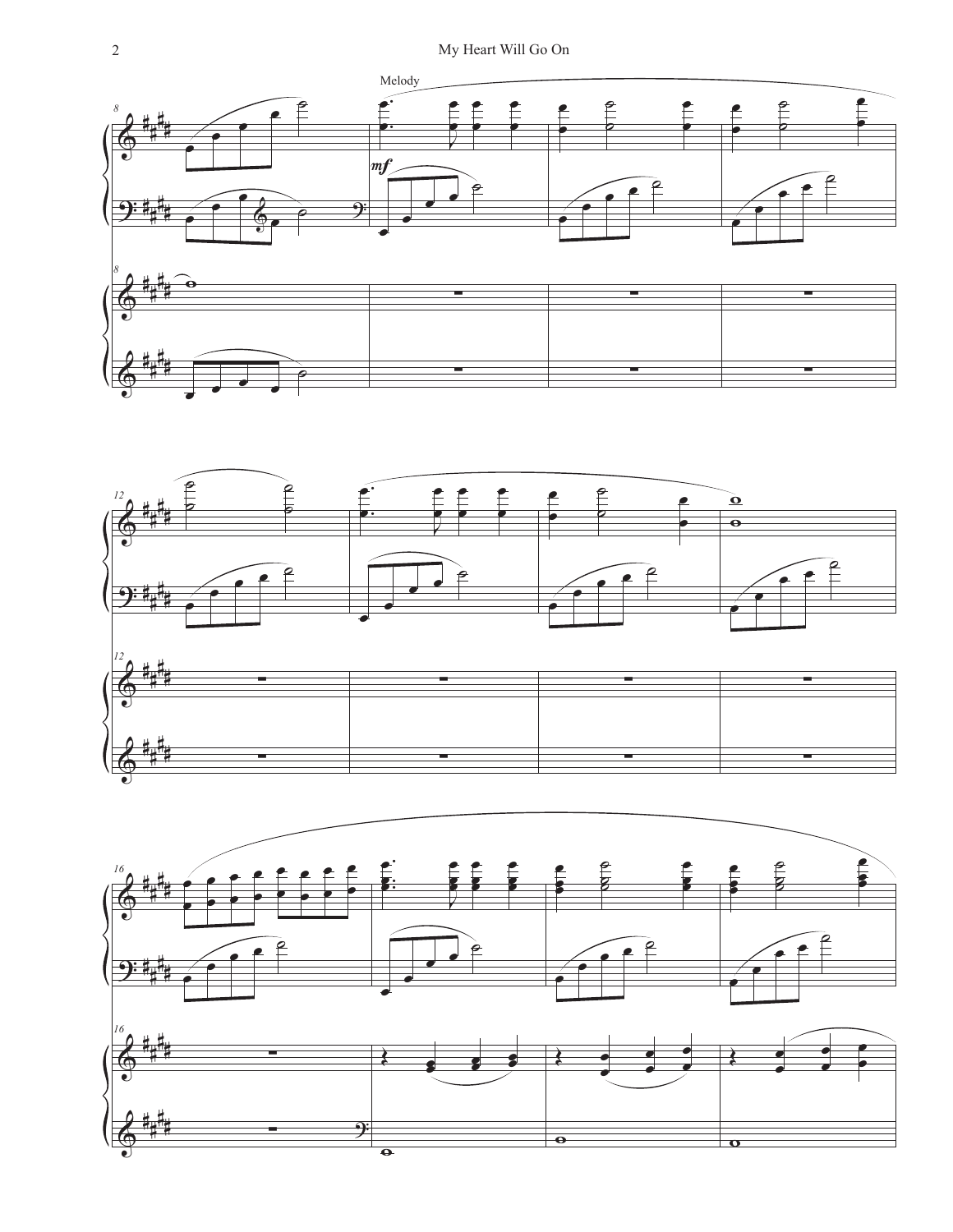Melody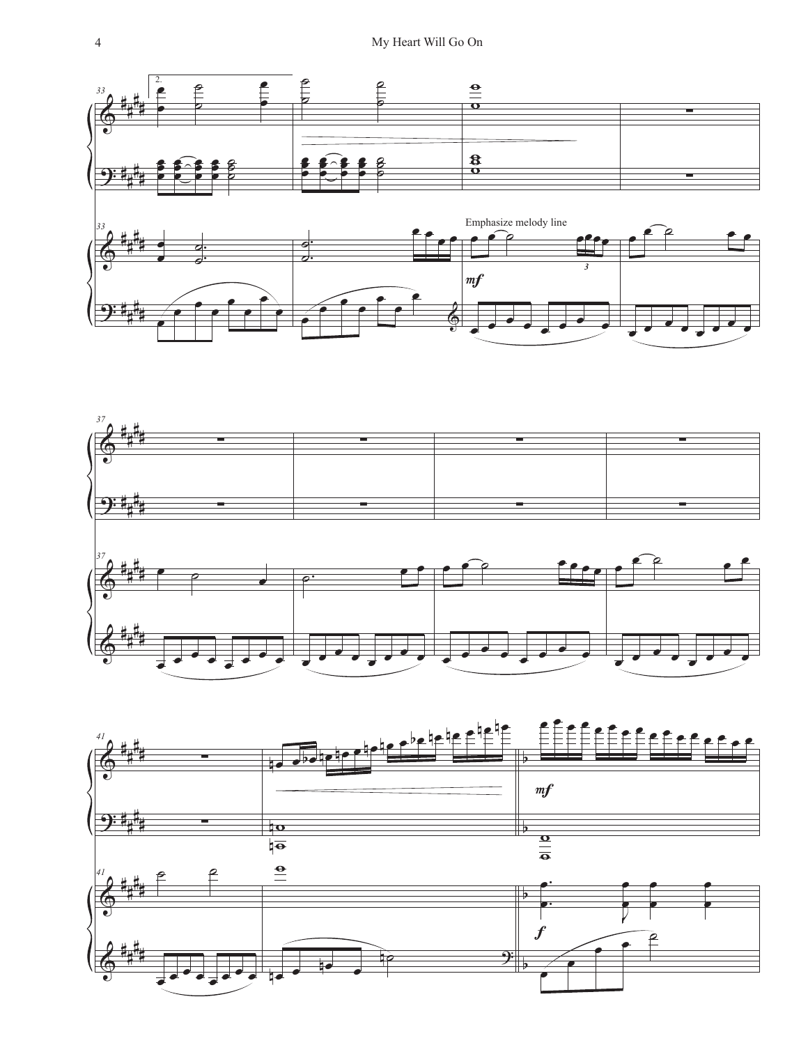Emphasize melody line